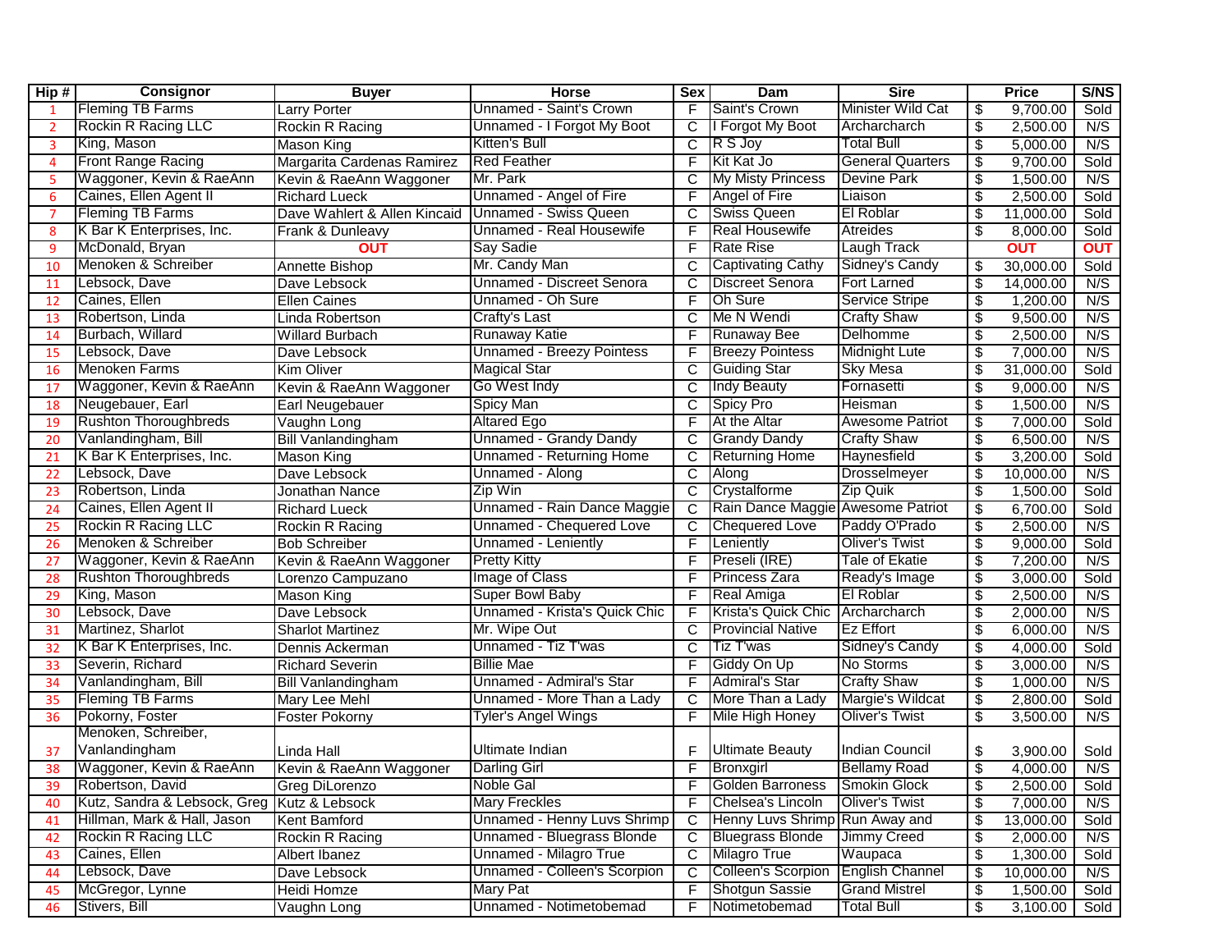| Hip # | Consignor | Buyer | Horse | Sex | Dam | Sire | Price | S/NS |
|---|---|---|---|---|---|---|---|---|
| 1 | Fleming TB Farms | Larry Porter | Unnamed - Saint's Crown | F | Saint's Crown | Minister Wild Cat | $ 9,700.00 | Sold |
| 2 | Rockin R Racing LLC | Rockin R Racing | Unnamed - I Forgot My Boot | C | I Forgot My Boot | Archarcharch | $ 2,500.00 | N/S |
| 3 | King, Mason | Mason King | Kitten's Bull | C | R S Joy | Total Bull | $ 5,000.00 | N/S |
| 4 | Front Range Racing | Margarita Cardenas Ramirez | Red Feather | F | Kit Kat Jo | General Quarters | $ 9,700.00 | Sold |
| 5 | Waggoner, Kevin & RaeAnn | Kevin & RaeAnn Waggoner | Mr. Park | C | My Misty Princess | Devine Park | $ 1,500.00 | N/S |
| 6 | Caines, Ellen Agent II | Richard Lueck | Unnamed - Angel of Fire | F | Angel of Fire | Liaison | $ 2,500.00 | Sold |
| 7 | Fleming TB Farms | Dave Wahlert & Allen Kincaid | Unnamed - Swiss Queen | C | Swiss Queen | El Roblar | $ 11,000.00 | Sold |
| 8 | K Bar K Enterprises, Inc. | Frank & Dunleavy | Unnamed - Real Housewife | F | Real Housewife | Atreides | $ 8,000.00 | Sold |
| 9 | McDonald, Bryan | OUT | Say Sadie | F | Rate Rise | Laugh Track | OUT | OUT |
| 10 | Menoken & Schreiber | Annette Bishop | Mr. Candy Man | C | Captivating Cathy | Sidney's Candy | $ 30,000.00 | Sold |
| 11 | Lebsock, Dave | Dave Lebsock | Unnamed - Discreet Senora | C | Discreet Senora | Fort Larned | $ 14,000.00 | N/S |
| 12 | Caines, Ellen | Ellen Caines | Unnamed - Oh Sure | F | Oh Sure | Service Stripe | $ 1,200.00 | N/S |
| 13 | Robertson, Linda | Linda Robertson | Crafty's Last | C | Me N Wendi | Crafty Shaw | $ 9,500.00 | N/S |
| 14 | Burbach, Willard | Willard Burbach | Runaway Katie | F | Runaway Bee | Delhomme | $ 2,500.00 | N/S |
| 15 | Lebsock, Dave | Dave Lebsock | Unnamed - Breezy Pointess | F | Breezy Pointess | Midnight Lute | $ 7,000.00 | N/S |
| 16 | Menoken Farms | Kim Oliver | Magical Star | C | Guiding Star | Sky Mesa | $ 31,000.00 | Sold |
| 17 | Waggoner, Kevin & RaeAnn | Kevin & RaeAnn Waggoner | Go West Indy | C | Indy Beauty | Fornasetti | $ 9,000.00 | N/S |
| 18 | Neugebauer, Earl | Earl Neugebauer | Spicy Man | C | Spicy Pro | Heisman | $ 1,500.00 | N/S |
| 19 | Rushton Thoroughbreds | Vaughn Long | Altared Ego | F | At the Altar | Awesome Patriot | $ 7,000.00 | Sold |
| 20 | Vanlandingham, Bill | Bill Vanlandingham | Unnamed - Grandy Dandy | C | Grandy Dandy | Crafty Shaw | $ 6,500.00 | N/S |
| 21 | K Bar K Enterprises, Inc. | Mason King | Unnamed - Returning Home | C | Returning Home | Haynesfield | $ 3,200.00 | Sold |
| 22 | Lebsock, Dave | Dave Lebsock | Unnamed - Along | C | Along | Drosselmeyer | $ 10,000.00 | N/S |
| 23 | Robertson, Linda | Jonathan Nance | Zip Win | C | Crystalforme | Zip Quik | $ 1,500.00 | Sold |
| 24 | Caines, Ellen Agent II | Richard Lueck | Unnamed - Rain Dance Maggie | C | Rain Dance Maggie | Awesome Patriot | $ 6,700.00 | Sold |
| 25 | Rockin R Racing LLC | Rockin R Racing | Unnamed - Chequered Love | C | Chequered Love | Paddy O'Prado | $ 2,500.00 | N/S |
| 26 | Menoken & Schreiber | Bob Schreiber | Unnamed - Leniently | F | Leniently | Oliver's Twist | $ 9,000.00 | Sold |
| 27 | Waggoner, Kevin & RaeAnn | Kevin & RaeAnn Waggoner | Pretty Kitty | F | Preseli (IRE) | Tale of Ekatie | $ 7,200.00 | N/S |
| 28 | Rushton Thoroughbreds | Lorenzo Campuzano | Image of Class | F | Princess Zara | Ready's Image | $ 3,000.00 | Sold |
| 29 | King, Mason | Mason King | Super Bowl Baby | F | Real Amiga | El Roblar | $ 2,500.00 | N/S |
| 30 | Lebsock, Dave | Dave Lebsock | Unnamed - Krista's Quick Chic | F | Krista's Quick Chic | Archarcharch | $ 2,000.00 | N/S |
| 31 | Martinez, Sharlot | Sharlot Martinez | Mr. Wipe Out | C | Provincial Native | Ez Effort | $ 6,000.00 | N/S |
| 32 | K Bar K Enterprises, Inc. | Dennis Ackerman | Unnamed - Tiz T'was | C | Tiz T'was | Sidney's Candy | $ 4,000.00 | Sold |
| 33 | Severin, Richard | Richard Severin | Billie Mae | F | Giddy On Up | No Storms | $ 3,000.00 | N/S |
| 34 | Vanlandingham, Bill | Bill Vanlandingham | Unnamed - Admiral's Star | F | Admiral's Star | Crafty Shaw | $ 1,000.00 | N/S |
| 35 | Fleming TB Farms | Mary Lee Mehl | Unnamed - More Than a Lady | C | More Than a Lady | Margie's Wildcat | $ 2,800.00 | Sold |
| 36 | Pokorny, Foster | Foster Pokorny | Tyler's Angel Wings | F | Mile High Honey | Oliver's Twist | $ 3,500.00 | N/S |
| 37 | Menoken, Schreiber, Vanlandingham | Linda Hall | Ultimate Indian | F | Ultimate Beauty | Indian Council | $ 3,900.00 | Sold |
| 38 | Waggoner, Kevin & RaeAnn | Kevin & RaeAnn Waggoner | Darling Girl | F | Bronxgirl | Bellamy Road | $ 4,000.00 | N/S |
| 39 | Robertson, David | Greg DiLorenzo | Noble Gal | F | Golden Barroness | Smokin Glock | $ 2,500.00 | Sold |
| 40 | Kutz, Sandra & Lebsock, Greg | Kutz & Lebsock | Mary Freckles | F | Chelsea's Lincoln | Oliver's Twist | $ 7,000.00 | N/S |
| 41 | Hillman, Mark & Hall, Jason | Kent Bamford | Unnamed - Henny Luvs Shrimp | C | Henny Luvs Shrimp | Run Away and | $ 13,000.00 | Sold |
| 42 | Rockin R Racing LLC | Rockin R Racing | Unnamed - Bluegrass Blonde | C | Bluegrass Blonde | Jimmy Creed | $ 2,000.00 | N/S |
| 43 | Caines, Ellen | Albert Ibanez | Unnamed - Milagro True | C | Milagro True | Waupaca | $ 1,300.00 | Sold |
| 44 | Lebsock, Dave | Dave Lebsock | Unnamed - Colleen's Scorpion | C | Colleen's Scorpion | English Channel | $ 10,000.00 | N/S |
| 45 | McGregor, Lynne | Heidi Homze | Mary Pat | F | Shotgun Sassie | Grand Mistrel | $ 1,500.00 | Sold |
| 46 | Stivers, Bill | Vaughn Long | Unnamed - Notimetobemad | F | Notimetobemad | Total Bull | $ 3,100.00 | Sold |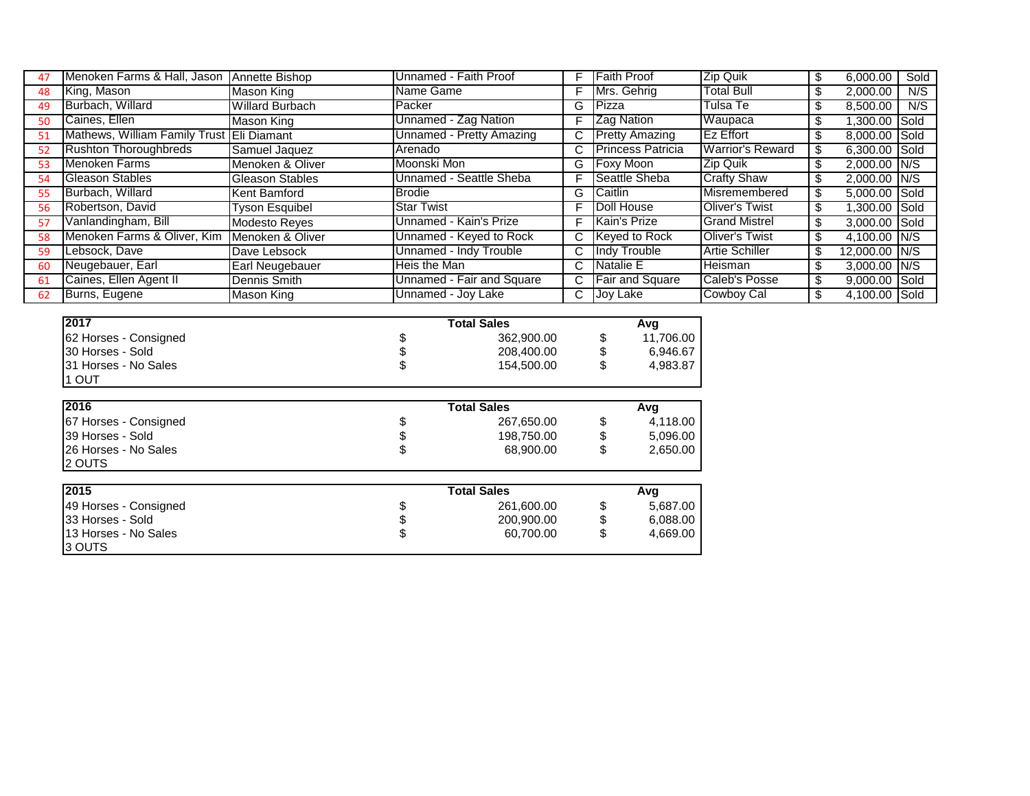| | | | | | | | | | |
|---|---|---|---|---|---|---|---|---|---|
| 47 | Menoken Farms & Hall, Jason | Annette Bishop | Unnamed - Faith Proof | F | Faith Proof | Zip Quik | $ | 6,000.00 | Sold |
| 48 | King, Mason | Mason King | Name Game | F | Mrs. Gehrig | Total Bull | $ | 2,000.00 | N/S |
| 49 | Burbach, Willard | Willard Burbach | Packer | G | Pizza | Tulsa Te | $ | 8,500.00 | N/S |
| 50 | Caines, Ellen | Mason King | Unnamed - Zag Nation | F | Zag Nation | Waupaca | $ | 1,300.00 | Sold |
| 51 | Mathews, William Family Trust | Eli Diamant | Unnamed - Pretty Amazing | C | Pretty Amazing | Ez Effort | $ | 8,000.00 | Sold |
| 52 | Rushton Thoroughbreds | Samuel Jaquez | Arenado | C | Princess Patricia | Warrior's Reward | $ | 6,300.00 | Sold |
| 53 | Menoken Farms | Menoken & Oliver | Moonski Mon | G | Foxy Moon | Zip Quik | $ | 2,000.00 | N/S |
| 54 | Gleason Stables | Gleason Stables | Unnamed - Seattle Sheba | F | Seattle Sheba | Crafty Shaw | $ | 2,000.00 | N/S |
| 55 | Burbach, Willard | Kent Bamford | Brodie | G | Caitlin | Misremembered | $ | 5,000.00 | Sold |
| 56 | Robertson, David | Tyson Esquibel | Star Twist | F | Doll House | Oliver's Twist | $ | 1,300.00 | Sold |
| 57 | Vanlandingham, Bill | Modesto Reyes | Unnamed - Kain's Prize | F | Kain's Prize | Grand Mistrel | $ | 3,000.00 | Sold |
| 58 | Menoken Farms & Oliver, Kim | Menoken & Oliver | Unnamed - Keyed to Rock | C | Keyed to Rock | Oliver's Twist | $ | 4,100.00 | N/S |
| 59 | Lebsock, Dave | Dave Lebsock | Unnamed - Indy Trouble | C | Indy Trouble | Artie Schiller | $ | 12,000.00 | N/S |
| 60 | Neugebauer, Earl | Earl Neugebauer | Heis the Man | C | Natalie E | Heisman | $ | 3,000.00 | N/S |
| 61 | Caines, Ellen Agent II | Dennis Smith | Unnamed - Fair and Square | C | Fair and Square | Caleb's Posse | $ | 9,000.00 | Sold |
| 62 | Burns, Eugene | Mason King | Unnamed - Joy Lake | C | Joy Lake | Cowboy Cal | $ | 4,100.00 | Sold |

| **2017** | | **Total Sales** | | **Avg** |
|---|---|---|---|---|
| 62 Horses - Consigned | $ | 362,900.00 | $ | 11,706.00 |
| 30 Horses - Sold | $ | 208,400.00 | $ | 6,946.67 |
| 31 Horses - No Sales | $ | 154,500.00 | $ | 4,983.87 |
| 1 OUT | | | | |

| **2016** | | **Total Sales** | | **Avg** |
|---|---|---|---|---|
| 67 Horses - Consigned | $ | 267,650.00 | $ | 4,118.00 |
| 39 Horses - Sold | $ | 198,750.00 | $ | 5,096.00 |
| 26 Horses - No Sales | $ | 68,900.00 | $ | 2,650.00 |
| 2 OUTS | | | | |

| **2015** | | **Total Sales** | | **Avg** |
|---|---|---|---|---|
| 49 Horses - Consigned | $ | 261,600.00 | $ | 5,687.00 |
| 33 Horses - Sold | $ | 200,900.00 | $ | 6,088.00 |
| 13 Horses - No Sales | $ | 60,700.00 | $ | 4,669.00 |
| 3 OUTS | | | | |